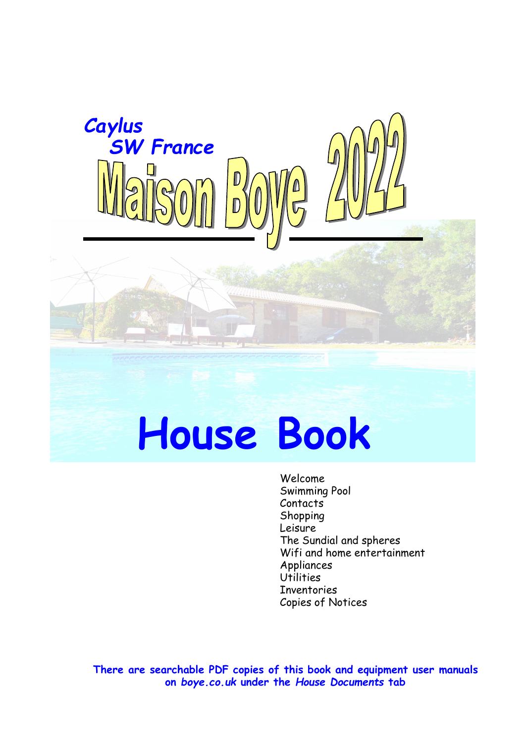*Caylus*
*SW France*

# Maison Boye 2022

# House Book

Welcome
Swimming Pool
Contacts
Shopping
Leisure
The Sundial and spheres
Wifi and home entertainment
Appliances
Utilities
Inventories
Copies of Notices

**There are searchable PDF copies of this book and equipment user manuals on *boye.co.uk* under the *House Documents* tab**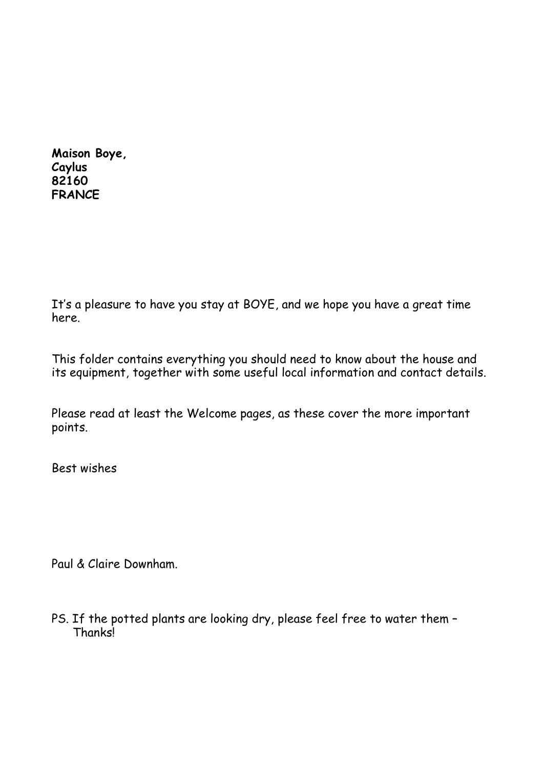**Maison Boye,**
**Caylus**
**82160**
**FRANCE**

It's a pleasure to have you stay at BOYE, and we hope you have a great time here.

This folder contains everything you should need to know about the house and its equipment, together with some useful local information and contact details.

Please read at least the Welcome pages, as these cover the more important points.

Best wishes

Paul & Claire Downham.

PS. If the potted plants are looking dry, please feel free to water them – Thanks!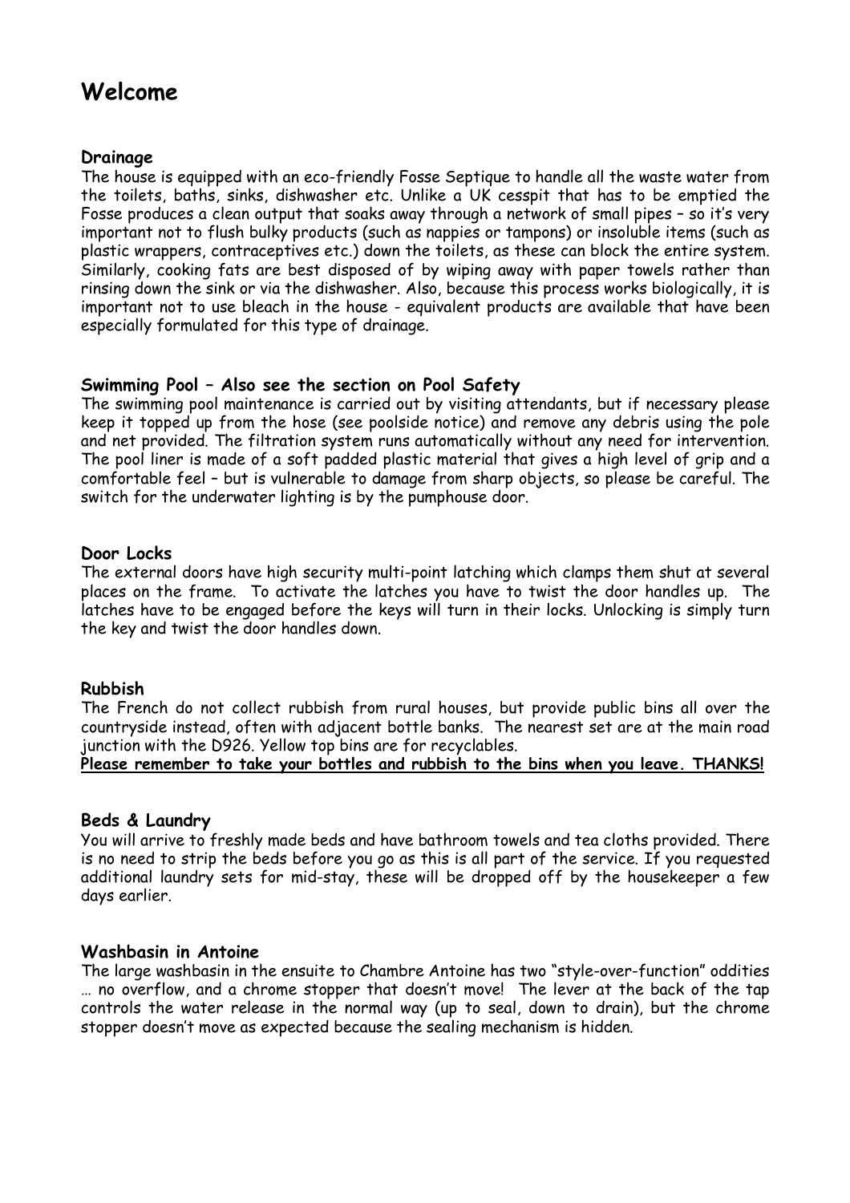# Welcome

### Drainage

The house is equipped with an eco-friendly Fosse Septique to handle all the waste water from the toilets, baths, sinks, dishwasher etc. Unlike a UK cesspit that has to be emptied the Fosse produces a clean output that soaks away through a network of small pipes – so it's very important not to flush bulky products (such as nappies or tampons) or insoluble items (such as plastic wrappers, contraceptives etc.) down the toilets, as these can block the entire system. Similarly, cooking fats are best disposed of by wiping away with paper towels rather than rinsing down the sink or via the dishwasher. Also, because this process works biologically, it is important not to use bleach in the house - equivalent products are available that have been especially formulated for this type of drainage.

### Swimming Pool – Also see the section on Pool Safety

The swimming pool maintenance is carried out by visiting attendants, but if necessary please keep it topped up from the hose (see poolside notice) and remove any debris using the pole and net provided. The filtration system runs automatically without any need for intervention. The pool liner is made of a soft padded plastic material that gives a high level of grip and a comfortable feel – but is vulnerable to damage from sharp objects, so please be careful. The switch for the underwater lighting is by the pumphouse door.

### Door Locks

The external doors have high security multi-point latching which clamps them shut at several places on the frame. To activate the latches you have to twist the door handles up. The latches have to be engaged before the keys will turn in their locks. Unlocking is simply turn the key and twist the door handles down.

### Rubbish

The French do not collect rubbish from rural houses, but provide public bins all over the countryside instead, often with adjacent bottle banks. The nearest set are at the main road junction with the D926. Yellow top bins are for recyclables.

**Please remember to take your bottles and rubbish to the bins when you leave. THANKS!**

### Beds & Laundry

You will arrive to freshly made beds and have bathroom towels and tea cloths provided. There is no need to strip the beds before you go as this is all part of the service. If you requested additional laundry sets for mid-stay, these will be dropped off by the housekeeper a few days earlier.

### Washbasin in Antoine

The large washbasin in the ensuite to Chambre Antoine has two "style-over-function" oddities … no overflow, and a chrome stopper that doesn't move! The lever at the back of the tap controls the water release in the normal way (up to seal, down to drain), but the chrome stopper doesn't move as expected because the sealing mechanism is hidden.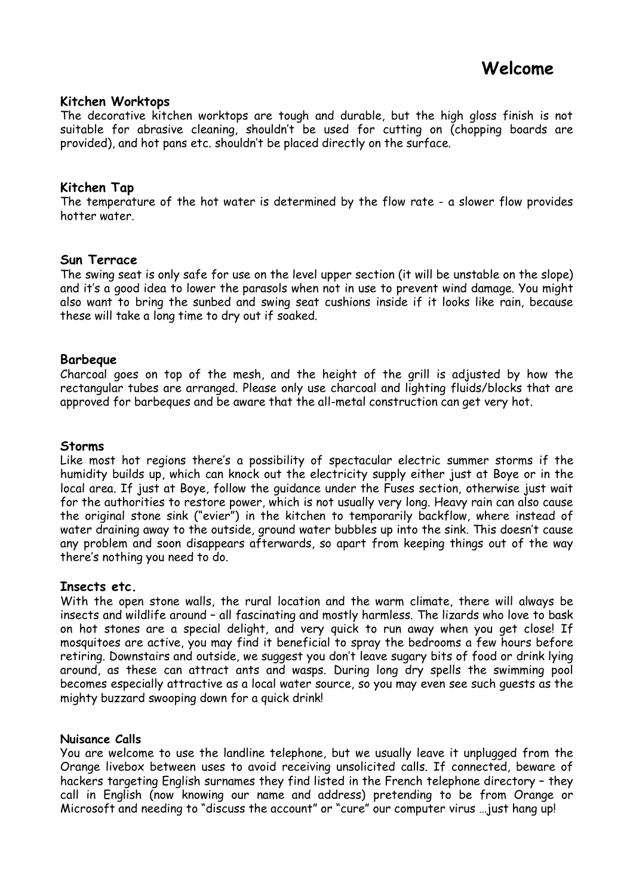# Welcome

### Kitchen Worktops

The decorative kitchen worktops are tough and durable, but the high gloss finish is not suitable for abrasive cleaning, shouldn't be used for cutting on (chopping boards are provided), and hot pans etc. shouldn't be placed directly on the surface.

### Kitchen Tap

The temperature of the hot water is determined by the flow rate - a slower flow provides hotter water.

### Sun Terrace

The swing seat is only safe for use on the level upper section (it will be unstable on the slope) and it's a good idea to lower the parasols when not in use to prevent wind damage. You might also want to bring the sunbed and swing seat cushions inside if it looks like rain, because these will take a long time to dry out if soaked.

### Barbeque

Charcoal goes on top of the mesh, and the height of the grill is adjusted by how the rectangular tubes are arranged. Please only use charcoal and lighting fluids/blocks that are approved for barbeques and be aware that the all-metal construction can get very hot.

### Storms

Like most hot regions there's a possibility of spectacular electric summer storms if the humidity builds up, which can knock out the electricity supply either just at Boye or in the local area. If just at Boye, follow the guidance under the Fuses section, otherwise just wait for the authorities to restore power, which is not usually very long. Heavy rain can also cause the original stone sink ("evier") in the kitchen to temporarily backflow, where instead of water draining away to the outside, ground water bubbles up into the sink. This doesn't cause any problem and soon disappears afterwards, so apart from keeping things out of the way there's nothing you need to do.

### Insects etc.

With the open stone walls, the rural location and the warm climate, there will always be insects and wildlife around – all fascinating and mostly harmless. The lizards who love to bask on hot stones are a special delight, and very quick to run away when you get close! If mosquitoes are active, you may find it beneficial to spray the bedrooms a few hours before retiring. Downstairs and outside, we suggest you don't leave sugary bits of food or drink lying around, as these can attract ants and wasps. During long dry spells the swimming pool becomes especially attractive as a local water source, so you may even see such guests as the mighty buzzard swooping down for a quick drink!

### Nuisance Calls

You are welcome to use the landline telephone, but we usually leave it unplugged from the Orange livebox between uses to avoid receiving unsolicited calls. If connected, beware of hackers targeting English surnames they find listed in the French telephone directory – they call in English (now knowing our name and address) pretending to be from Orange or Microsoft and needing to "discuss the account" or "cure" our computer virus …just hang up!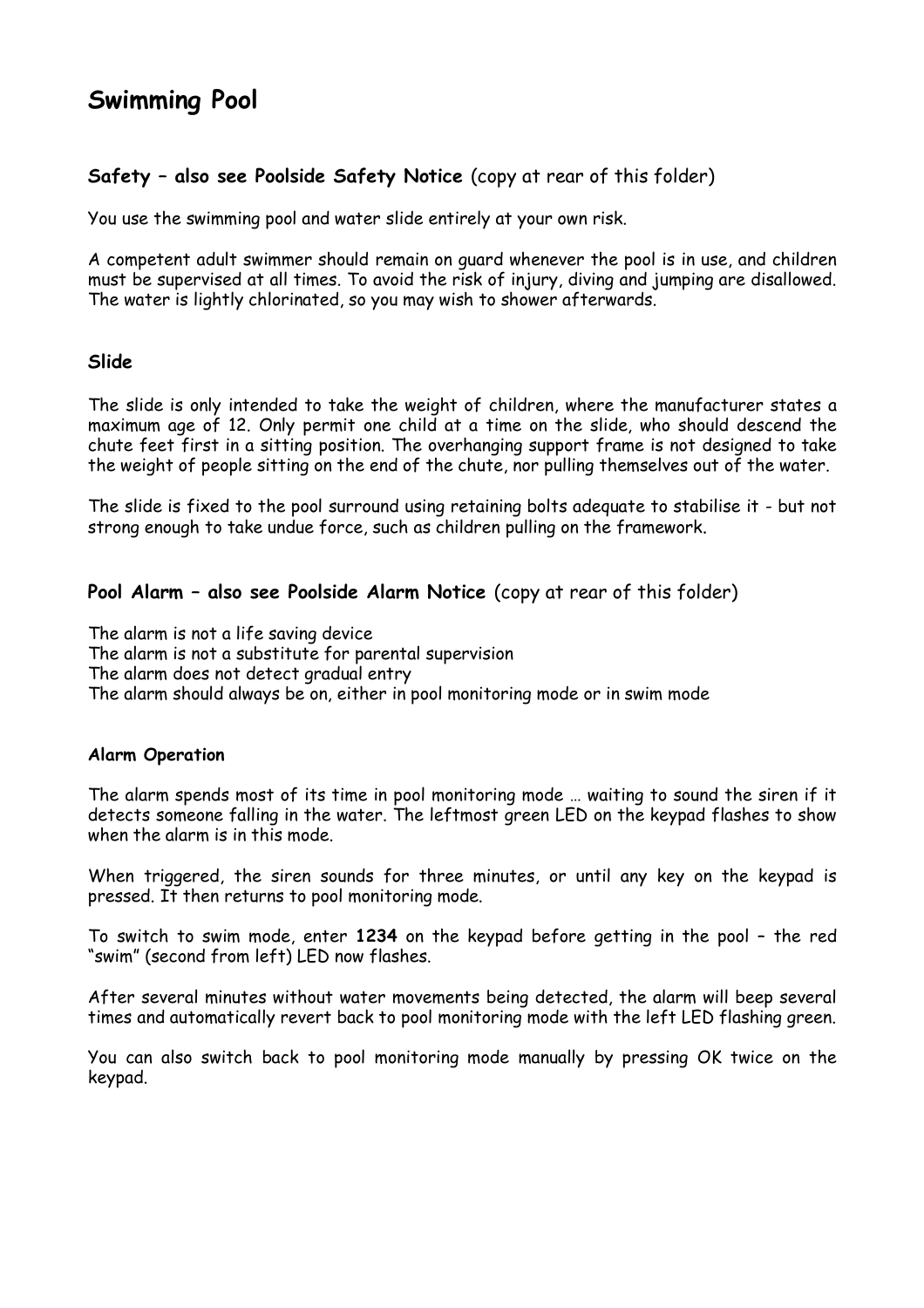# Swimming Pool

### **Safety – also see Poolside Safety Notice** (copy at rear of this folder)

You use the swimming pool and water slide entirely at your own risk.

A competent adult swimmer should remain on guard whenever the pool is in use, and children must be supervised at all times. To avoid the risk of injury, diving and jumping are disallowed. The water is lightly chlorinated, so you may wish to shower afterwards.

### Slide

The slide is only intended to take the weight of children, where the manufacturer states a maximum age of 12. Only permit one child at a time on the slide, who should descend the chute feet first in a sitting position. The overhanging support frame is not designed to take the weight of people sitting on the end of the chute, nor pulling themselves out of the water.

The slide is fixed to the pool surround using retaining bolts adequate to stabilise it - but not strong enough to take undue force, such as children pulling on the framework.

### **Pool Alarm – also see Poolside Alarm Notice** (copy at rear of this folder)

The alarm is not a life saving device
The alarm is not a substitute for parental supervision
The alarm does not detect gradual entry
The alarm should always be on, either in pool monitoring mode or in swim mode

#### Alarm Operation

The alarm spends most of its time in pool monitoring mode … waiting to sound the siren if it detects someone falling in the water. The leftmost green LED on the keypad flashes to show when the alarm is in this mode.

When triggered, the siren sounds for three minutes, or until any key on the keypad is pressed. It then returns to pool monitoring mode.

To switch to swim mode, enter **1234** on the keypad before getting in the pool – the red "swim" (second from left) LED now flashes.

After several minutes without water movements being detected, the alarm will beep several times and automatically revert back to pool monitoring mode with the left LED flashing green.

You can also switch back to pool monitoring mode manually by pressing OK twice on the keypad.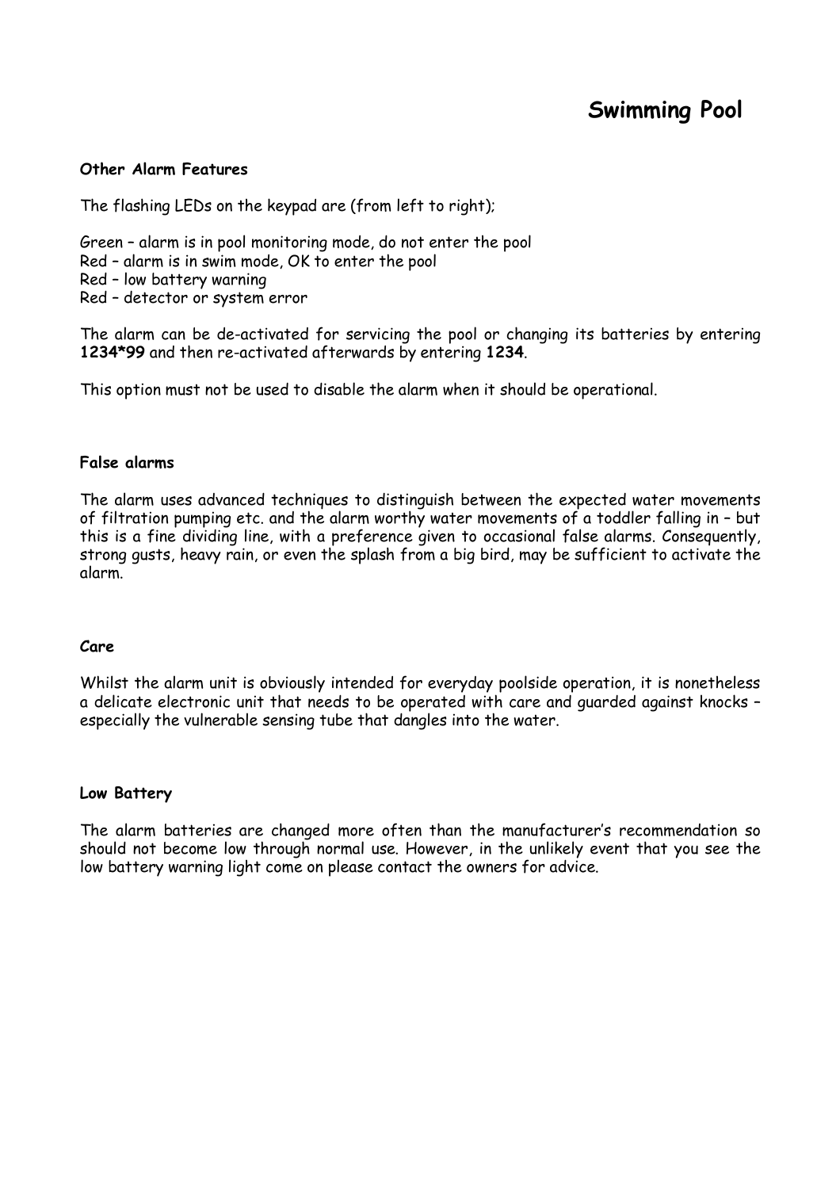# Swimming Pool

### Other Alarm Features

The flashing LEDs on the keypad are (from left to right);

Green – alarm is in pool monitoring mode, do not enter the pool
Red – alarm is in swim mode, OK to enter the pool
Red – low battery warning
Red – detector or system error

The alarm can be de-activated for servicing the pool or changing its batteries by entering **1234*99** and then re-activated afterwards by entering **1234**.

This option must not be used to disable the alarm when it should be operational.

### False alarms

The alarm uses advanced techniques to distinguish between the expected water movements of filtration pumping etc. and the alarm worthy water movements of a toddler falling in – but this is a fine dividing line, with a preference given to occasional false alarms. Consequently, strong gusts, heavy rain, or even the splash from a big bird, may be sufficient to activate the alarm.

### Care

Whilst the alarm unit is obviously intended for everyday poolside operation, it is nonetheless a delicate electronic unit that needs to be operated with care and guarded against knocks – especially the vulnerable sensing tube that dangles into the water.

### Low Battery

The alarm batteries are changed more often than the manufacturer's recommendation so should not become low through normal use. However, in the unlikely event that you see the low battery warning light come on please contact the owners for advice.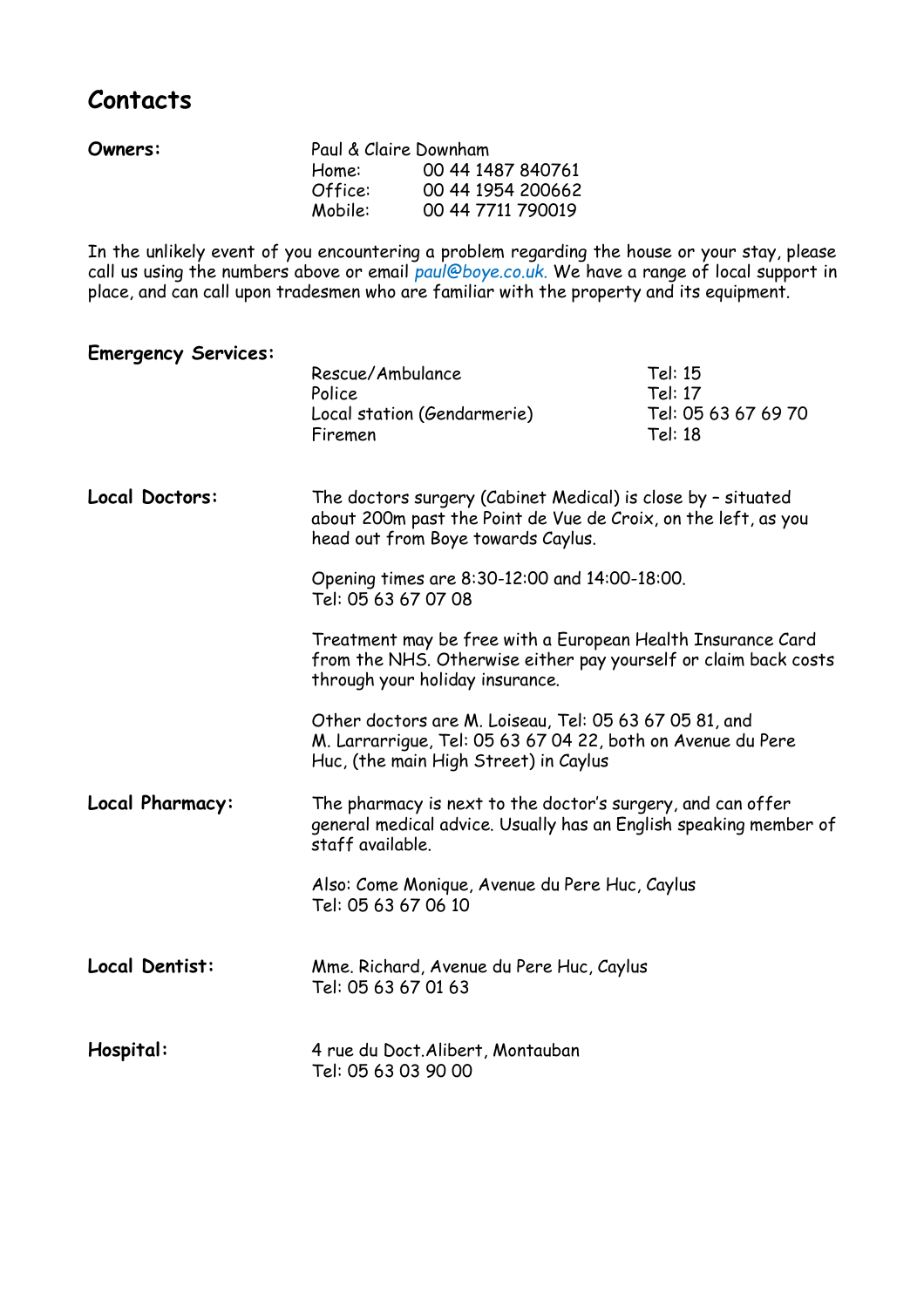## Contacts

**Owners:**

Paul & Claire Downham
Home: 00 44 1487 840761
Office: 00 44 1954 200662
Mobile: 00 44 7711 790019

In the unlikely event of you encountering a problem regarding the house or your stay, please call us using the numbers above or email *paul@boye.co.uk.* We have a range of local support in place, and can call upon tradesmen who are familiar with the property and its equipment.

**Emergency Services:**

| | |
|---|---|
| Rescue/Ambulance | Tel: 15 |
| Police | Tel: 17 |
| Local station (Gendarmerie) | Tel: 05 63 67 69 70 |
| Firemen | Tel: 18 |

**Local Doctors:**

The doctors surgery (Cabinet Medical) is close by – situated about 200m past the Point de Vue de Croix, on the left, as you head out from Boye towards Caylus.

Opening times are 8:30-12:00 and 14:00-18:00.
Tel: 05 63 67 07 08

Treatment may be free with a European Health Insurance Card from the NHS. Otherwise either pay yourself or claim back costs through your holiday insurance.

Other doctors are M. Loiseau, Tel: 05 63 67 05 81, and M. Larrarrigue, Tel: 05 63 67 04 22, both on Avenue du Pere Huc, (the main High Street) in Caylus

**Local Pharmacy:**

The pharmacy is next to the doctor's surgery, and can offer general medical advice. Usually has an English speaking member of staff available.

Also: Come Monique, Avenue du Pere Huc, Caylus
Tel: 05 63 67 06 10

**Local Dentist:**

Mme. Richard, Avenue du Pere Huc, Caylus
Tel: 05 63 67 01 63

**Hospital:**

4 rue du Doct.Alibert, Montauban
Tel: 05 63 03 90 00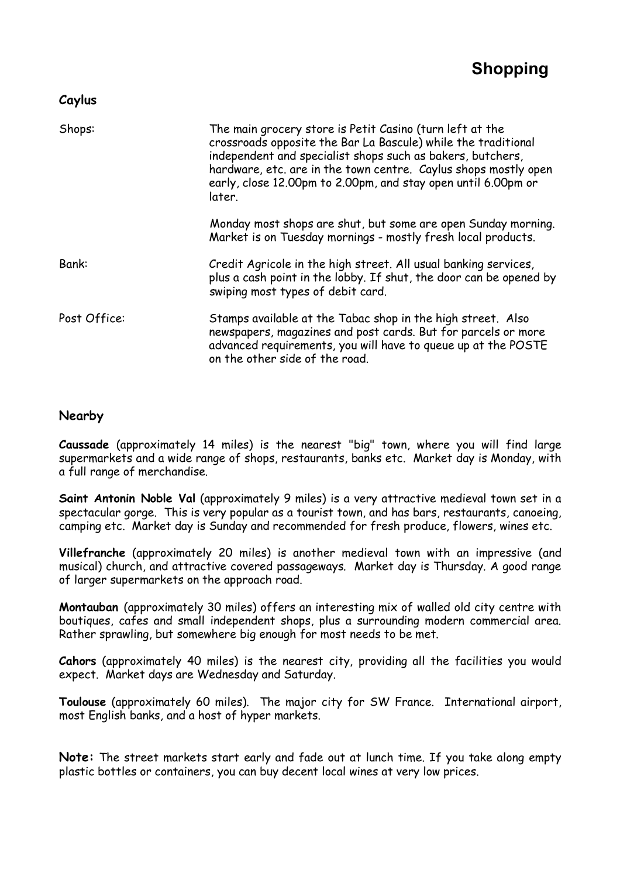# Shopping

## Caylus

| | |
|---|---|
| Shops: | The main grocery store is Petit Casino (turn left at the crossroads opposite the Bar La Bascule) while the traditional independent and specialist shops such as bakers, butchers, hardware, etc. are in the town centre. Caylus shops mostly open early, close 12.00pm to 2.00pm, and stay open until 6.00pm or later. |
| | Monday most shops are shut, but some are open Sunday morning. Market is on Tuesday mornings - mostly fresh local products. |
| Bank: | Credit Agricole in the high street. All usual banking services, plus a cash point in the lobby. If shut, the door can be opened by swiping most types of debit card. |
| Post Office: | Stamps available at the Tabac shop in the high street. Also newspapers, magazines and post cards. But for parcels or more advanced requirements, you will have to queue up at the POSTE on the other side of the road. |

## Nearby

**Caussade** (approximately 14 miles) is the nearest "big" town, where you will find large supermarkets and a wide range of shops, restaurants, banks etc. Market day is Monday, with a full range of merchandise.

**Saint Antonin Noble Val** (approximately 9 miles) is a very attractive medieval town set in a spectacular gorge. This is very popular as a tourist town, and has bars, restaurants, canoeing, camping etc. Market day is Sunday and recommended for fresh produce, flowers, wines etc.

**Villefranche** (approximately 20 miles) is another medieval town with an impressive (and musical) church, and attractive covered passageways. Market day is Thursday. A good range of larger supermarkets on the approach road.

**Montauban** (approximately 30 miles) offers an interesting mix of walled old city centre with boutiques, cafes and small independent shops, plus a surrounding modern commercial area. Rather sprawling, but somewhere big enough for most needs to be met.

**Cahors** (approximately 40 miles) is the nearest city, providing all the facilities you would expect. Market days are Wednesday and Saturday.

**Toulouse** (approximately 60 miles). The major city for SW France. International airport, most English banks, and a host of hyper markets.

**Note:** The street markets start early and fade out at lunch time. If you take along empty plastic bottles or containers, you can buy decent local wines at very low prices.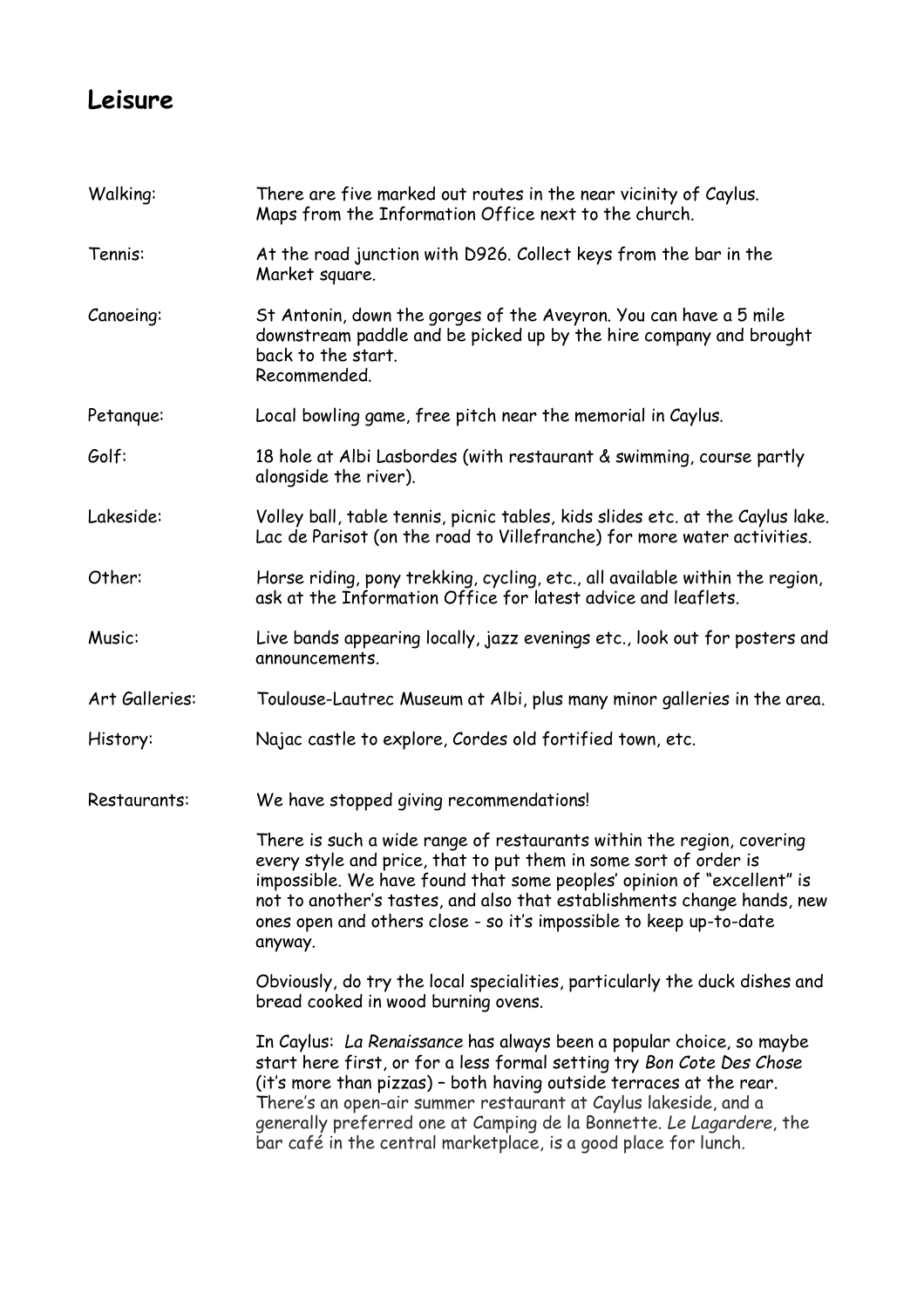## Leisure

| | |
|---|---|
| Walking: | There are five marked out routes in the near vicinity of Caylus. Maps from the Information Office next to the church. |
| Tennis: | At the road junction with D926. Collect keys from the bar in the Market square. |
| Canoeing: | St Antonin, down the gorges of the Aveyron. You can have a 5 mile downstream paddle and be picked up by the hire company and brought back to the start. Recommended. |
| Petanque: | Local bowling game, free pitch near the memorial in Caylus. |
| Golf: | 18 hole at Albi Lasbordes (with restaurant & swimming, course partly alongside the river). |
| Lakeside: | Volley ball, table tennis, picnic tables, kids slides etc. at the Caylus lake. Lac de Parisot (on the road to Villefranche) for more water activities. |
| Other: | Horse riding, pony trekking, cycling, etc., all available within the region, ask at the Information Office for latest advice and leaflets. |
| Music: | Live bands appearing locally, jazz evenings etc., look out for posters and announcements. |
| Art Galleries: | Toulouse-Lautrec Museum at Albi, plus many minor galleries in the area. |
| History: | Najac castle to explore, Cordes old fortified town, etc. |

Restaurants: We have stopped giving recommendations!

There is such a wide range of restaurants within the region, covering every style and price, that to put them in some sort of order is impossible. We have found that some peoples' opinion of "excellent" is not to another's tastes, and also that establishments change hands, new ones open and others close - so it's impossible to keep up-to-date anyway.

Obviously, do try the local specialities, particularly the duck dishes and bread cooked in wood burning ovens.

In Caylus: *La Renaissance* has always been a popular choice, so maybe start here first, or for a less formal setting try *Bon Cote Des Chose* (it's more than pizzas) – both having outside terraces at the rear. There's an open-air summer restaurant at Caylus lakeside, and a generally preferred one at Camping de la Bonnette. *Le Lagardere*, the bar café in the central marketplace, is a good place for lunch.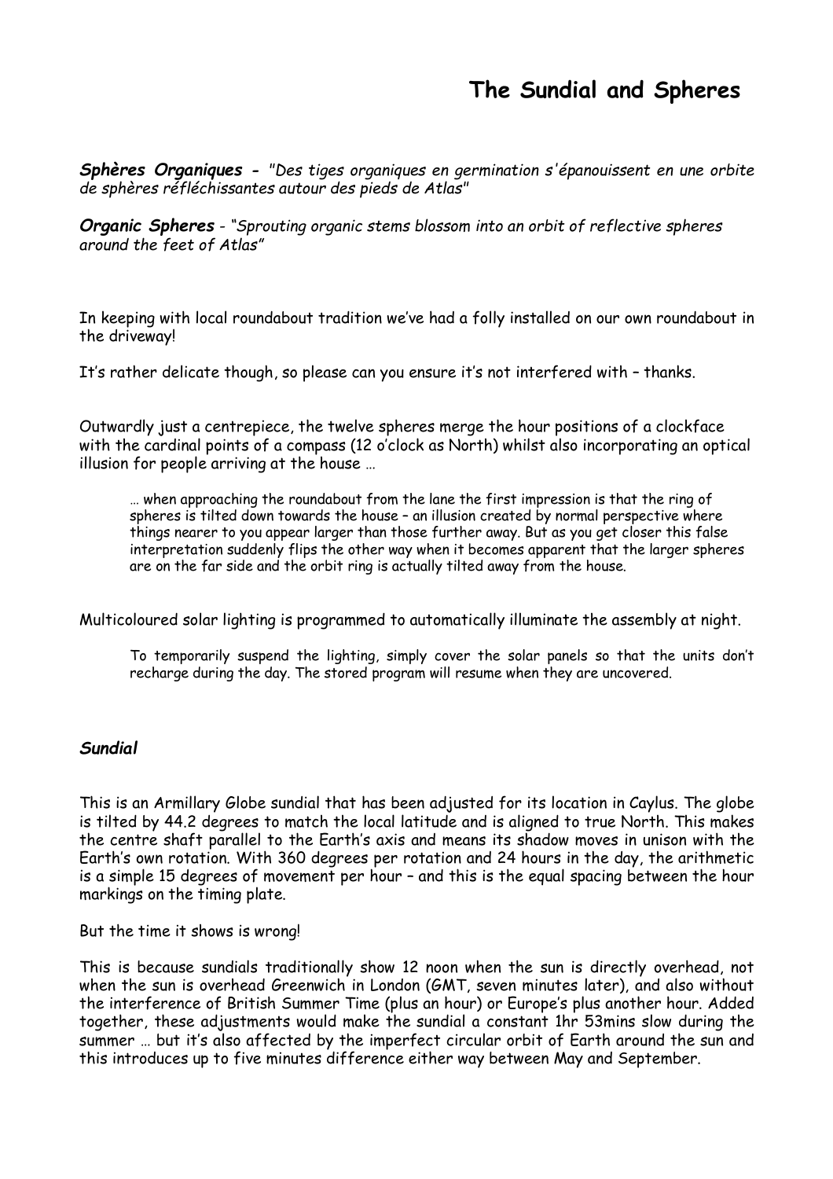# The Sundial and Spheres

***Sphères Organiques*** - *"Des tiges organiques en germination s'épanouissent en une orbite de sphères réfléchissantes autour des pieds de Atlas"*

***Organic Spheres*** - *"Sprouting organic stems blossom into an orbit of reflective spheres around the feet of Atlas"*

In keeping with local roundabout tradition we've had a folly installed on our own roundabout in the driveway!

It's rather delicate though, so please can you ensure it's not interfered with – thanks.

Outwardly just a centrepiece, the twelve spheres merge the hour positions of a clockface with the cardinal points of a compass (12 o'clock as North) whilst also incorporating an optical illusion for people arriving at the house …

> … when approaching the roundabout from the lane the first impression is that the ring of spheres is tilted down towards the house – an illusion created by normal perspective where things nearer to you appear larger than those further away. But as you get closer this false interpretation suddenly flips the other way when it becomes apparent that the larger spheres are on the far side and the orbit ring is actually tilted away from the house.

Multicoloured solar lighting is programmed to automatically illuminate the assembly at night.

> To temporarily suspend the lighting, simply cover the solar panels so that the units don't recharge during the day. The stored program will resume when they are uncovered.

### *Sundial*

This is an Armillary Globe sundial that has been adjusted for its location in Caylus. The globe is tilted by 44.2 degrees to match the local latitude and is aligned to true North. This makes the centre shaft parallel to the Earth's axis and means its shadow moves in unison with the Earth's own rotation. With 360 degrees per rotation and 24 hours in the day, the arithmetic is a simple 15 degrees of movement per hour – and this is the equal spacing between the hour markings on the timing plate.

But the time it shows is wrong!

This is because sundials traditionally show 12 noon when the sun is directly overhead, not when the sun is overhead Greenwich in London (GMT, seven minutes later), and also without the interference of British Summer Time (plus an hour) or Europe's plus another hour. Added together, these adjustments would make the sundial a constant 1hr 53mins slow during the summer … but it's also affected by the imperfect circular orbit of Earth around the sun and this introduces up to five minutes difference either way between May and September.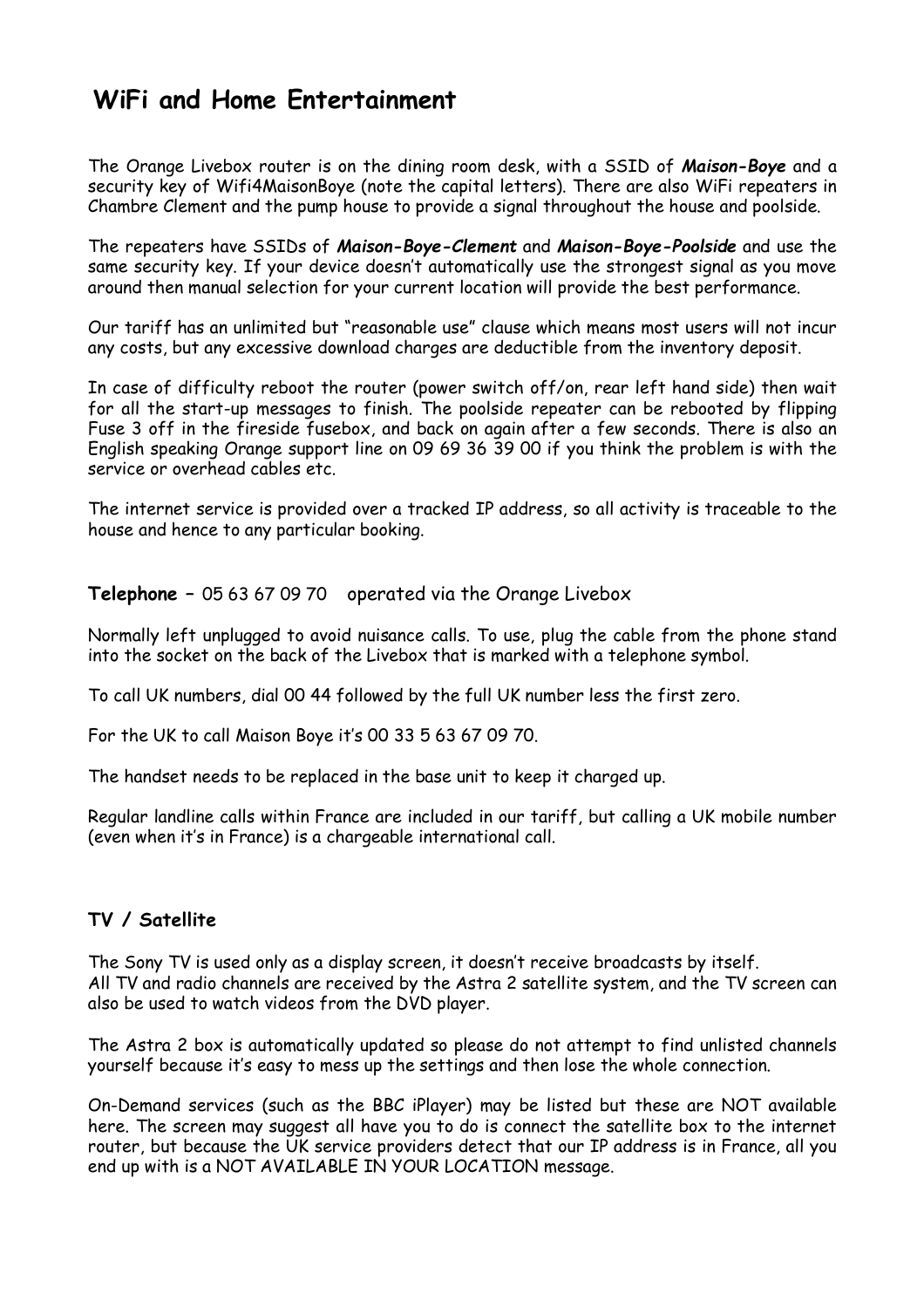# WiFi and Home Entertainment

The Orange Livebox router is on the dining room desk, with a SSID of ***Maison-Boye*** and a security key of Wifi4MaisonBoye (note the capital letters). There are also WiFi repeaters in Chambre Clement and the pump house to provide a signal throughout the house and poolside.

The repeaters have SSIDs of ***Maison-Boye-Clement*** and ***Maison-Boye-Poolside*** and use the same security key. If your device doesn't automatically use the strongest signal as you move around then manual selection for your current location will provide the best performance.

Our tariff has an unlimited but "reasonable use" clause which means most users will not incur any costs, but any excessive download charges are deductible from the inventory deposit.

In case of difficulty reboot the router (power switch off/on, rear left hand side) then wait for all the start-up messages to finish. The poolside repeater can be rebooted by flipping Fuse 3 off in the fireside fusebox, and back on again after a few seconds. There is also an English speaking Orange support line on 09 69 36 39 00 if you think the problem is with the service or overhead cables etc.

The internet service is provided over a tracked IP address, so all activity is traceable to the house and hence to any particular booking.

**Telephone** – 05 63 67 09 70 operated via the Orange Livebox

Normally left unplugged to avoid nuisance calls. To use, plug the cable from the phone stand into the socket on the back of the Livebox that is marked with a telephone symbol.

To call UK numbers, dial 00 44 followed by the full UK number less the first zero.

For the UK to call Maison Boye it's 00 33 5 63 67 09 70.

The handset needs to be replaced in the base unit to keep it charged up.

Regular landline calls within France are included in our tariff, but calling a UK mobile number (even when it's in France) is a chargeable international call.

**TV / Satellite**

The Sony TV is used only as a display screen, it doesn't receive broadcasts by itself.
All TV and radio channels are received by the Astra 2 satellite system, and the TV screen can also be used to watch videos from the DVD player.

The Astra 2 box is automatically updated so please do not attempt to find unlisted channels yourself because it's easy to mess up the settings and then lose the whole connection.

On-Demand services (such as the BBC iPlayer) may be listed but these are NOT available here. The screen may suggest all have you to do is connect the satellite box to the internet router, but because the UK service providers detect that our IP address is in France, all you end up with is a NOT AVAILABLE IN YOUR LOCATION message.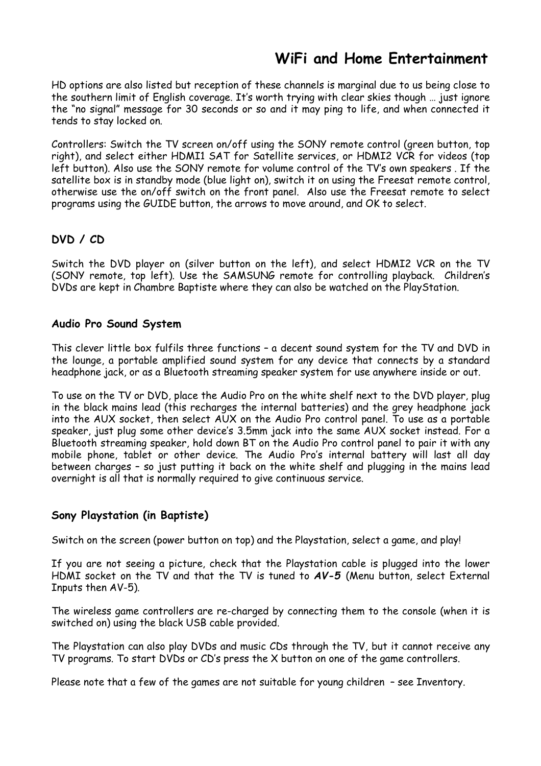# WiFi and Home Entertainment

HD options are also listed but reception of these channels is marginal due to us being close to the southern limit of English coverage. It's worth trying with clear skies though … just ignore the "no signal" message for 30 seconds or so and it may ping to life, and when connected it tends to stay locked on.

Controllers: Switch the TV screen on/off using the SONY remote control (green button, top right), and select either HDMI1 SAT for Satellite services, or HDMI2 VCR for videos (top left button). Also use the SONY remote for volume control of the TV's own speakers . If the satellite box is in standby mode (blue light on), switch it on using the Freesat remote control, otherwise use the on/off switch on the front panel.  Also use the Freesat remote to select programs using the GUIDE button, the arrows to move around, and OK to select.

### DVD / CD

Switch the DVD player on (silver button on the left), and select HDMI2 VCR on the TV (SONY remote, top left). Use the SAMSUNG remote for controlling playback.  Children's DVDs are kept in Chambre Baptiste where they can also be watched on the PlayStation.

### Audio Pro Sound System

This clever little box fulfils three functions – a decent sound system for the TV and DVD in the lounge, a portable amplified sound system for any device that connects by a standard headphone jack, or as a Bluetooth streaming speaker system for use anywhere inside or out.

To use on the TV or DVD, place the Audio Pro on the white shelf next to the DVD player, plug in the black mains lead (this recharges the internal batteries) and the grey headphone jack into the AUX socket, then select AUX on the Audio Pro control panel. To use as a portable speaker, just plug some other device's 3.5mm jack into the same AUX socket instead. For a Bluetooth streaming speaker, hold down BT on the Audio Pro control panel to pair it with any mobile phone, tablet or other device. The Audio Pro's internal battery will last all day between charges – so just putting it back on the white shelf and plugging in the mains lead overnight is all that is normally required to give continuous service.

### Sony Playstation (in Baptiste)

Switch on the screen (power button on top) and the Playstation, select a game, and play!

If you are not seeing a picture, check that the Playstation cable is plugged into the lower HDMI socket on the TV and that the TV is tuned to ***AV-5*** (Menu button, select External Inputs then AV-5).

The wireless game controllers are re-charged by connecting them to the console (when it is switched on) using the black USB cable provided.

The Playstation can also play DVDs and music CDs through the TV, but it cannot receive any TV programs. To start DVDs or CD's press the X button on one of the game controllers.

Please note that a few of the games are not suitable for young children  – see Inventory.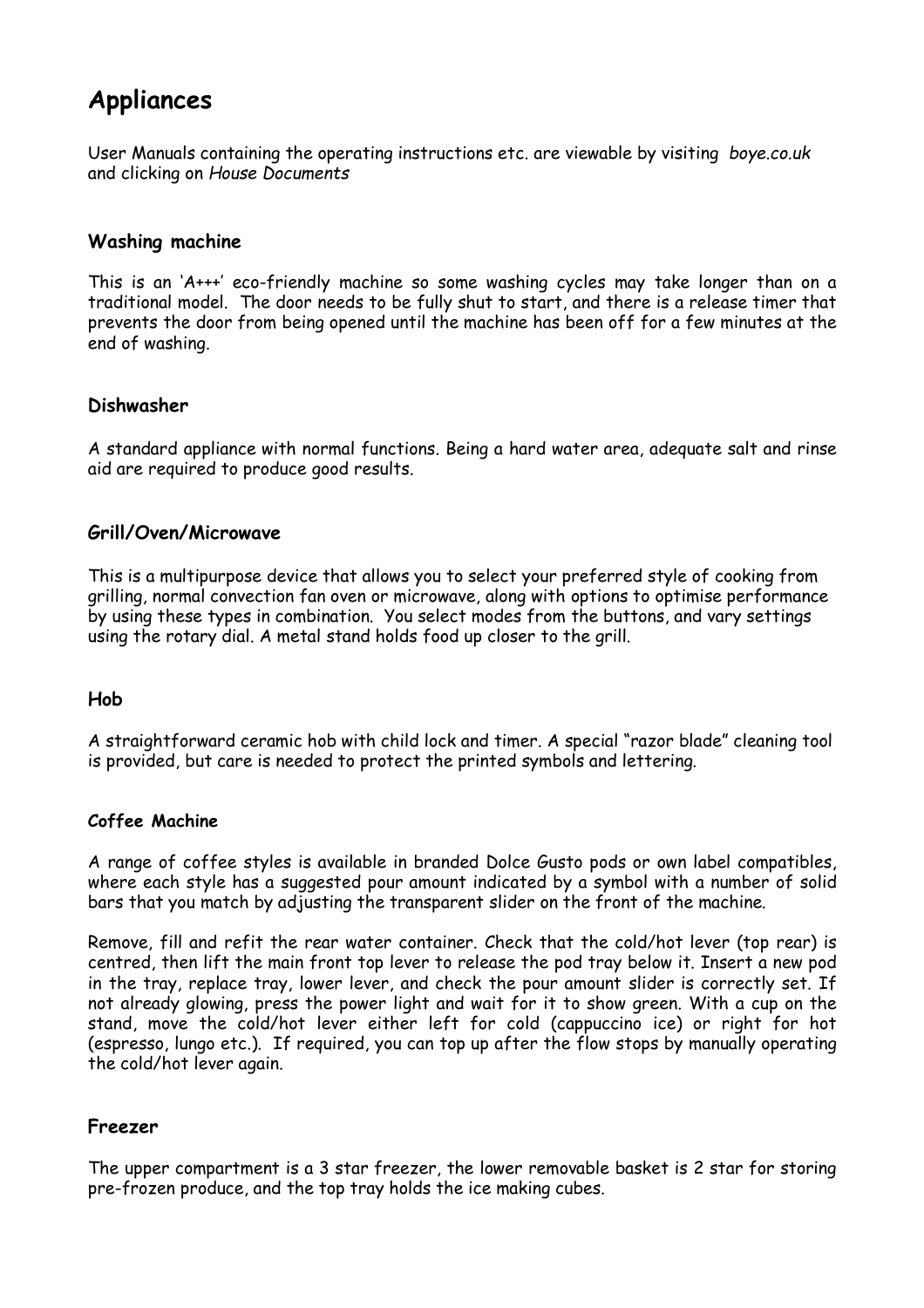# Appliances

User Manuals containing the operating instructions etc. are viewable by visiting *boye.co.uk* and clicking on *House Documents*

## Washing machine

This is an 'A+++' eco-friendly machine so some washing cycles may take longer than on a traditional model. The door needs to be fully shut to start, and there is a release timer that prevents the door from being opened until the machine has been off for a few minutes at the end of washing.

## Dishwasher

A standard appliance with normal functions. Being a hard water area, adequate salt and rinse aid are required to produce good results.

## Grill/Oven/Microwave

This is a multipurpose device that allows you to select your preferred style of cooking from grilling, normal convection fan oven or microwave, along with options to optimise performance by using these types in combination. You select modes from the buttons, and vary settings using the rotary dial. A metal stand holds food up closer to the grill.

## Hob

A straightforward ceramic hob with child lock and timer. A special "razor blade" cleaning tool is provided, but care is needed to protect the printed symbols and lettering.

### Coffee Machine

A range of coffee styles is available in branded Dolce Gusto pods or own label compatibles, where each style has a suggested pour amount indicated by a symbol with a number of solid bars that you match by adjusting the transparent slider on the front of the machine.

Remove, fill and refit the rear water container. Check that the cold/hot lever (top rear) is centred, then lift the main front top lever to release the pod tray below it. Insert a new pod in the tray, replace tray, lower lever, and check the pour amount slider is correctly set. If not already glowing, press the power light and wait for it to show green. With a cup on the stand, move the cold/hot lever either left for cold (cappuccino ice) or right for hot (espresso, lungo etc.). If required, you can top up after the flow stops by manually operating the cold/hot lever again.

## Freezer

The upper compartment is a 3 star freezer, the lower removable basket is 2 star for storing pre-frozen produce, and the top tray holds the ice making cubes.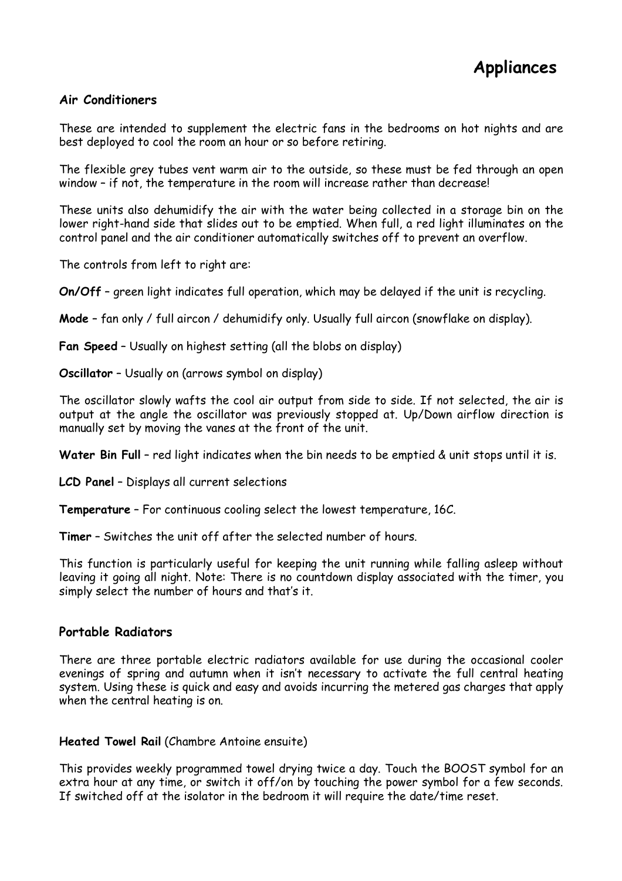# Appliances

### Air Conditioners

These are intended to supplement the electric fans in the bedrooms on hot nights and are best deployed to cool the room an hour or so before retiring.

The flexible grey tubes vent warm air to the outside, so these must be fed through an open window – if not, the temperature in the room will increase rather than decrease!

These units also dehumidify the air with the water being collected in a storage bin on the lower right-hand side that slides out to be emptied. When full, a red light illuminates on the control panel and the air conditioner automatically switches off to prevent an overflow.

The controls from left to right are:

**On/Off** – green light indicates full operation, which may be delayed if the unit is recycling.

**Mode** – fan only / full aircon / dehumidify only. Usually full aircon (snowflake on display).

**Fan Speed** – Usually on highest setting (all the blobs on display)

**Oscillator** – Usually on (arrows symbol on display)

The oscillator slowly wafts the cool air output from side to side. If not selected, the air is output at the angle the oscillator was previously stopped at. Up/Down airflow direction is manually set by moving the vanes at the front of the unit.

**Water Bin Full** – red light indicates when the bin needs to be emptied & unit stops until it is.

**LCD Panel** – Displays all current selections

**Temperature** – For continuous cooling select the lowest temperature, 16C.

**Timer** – Switches the unit off after the selected number of hours.

This function is particularly useful for keeping the unit running while falling asleep without leaving it going all night. Note: There is no countdown display associated with the timer, you simply select the number of hours and that's it.

### Portable Radiators

There are three portable electric radiators available for use during the occasional cooler evenings of spring and autumn when it isn't necessary to activate the full central heating system. Using these is quick and easy and avoids incurring the metered gas charges that apply when the central heating is on.

**Heated Towel Rail** (Chambre Antoine ensuite)

This provides weekly programmed towel drying twice a day. Touch the BOOST symbol for an extra hour at any time, or switch it off/on by touching the power symbol for a few seconds. If switched off at the isolator in the bedroom it will require the date/time reset.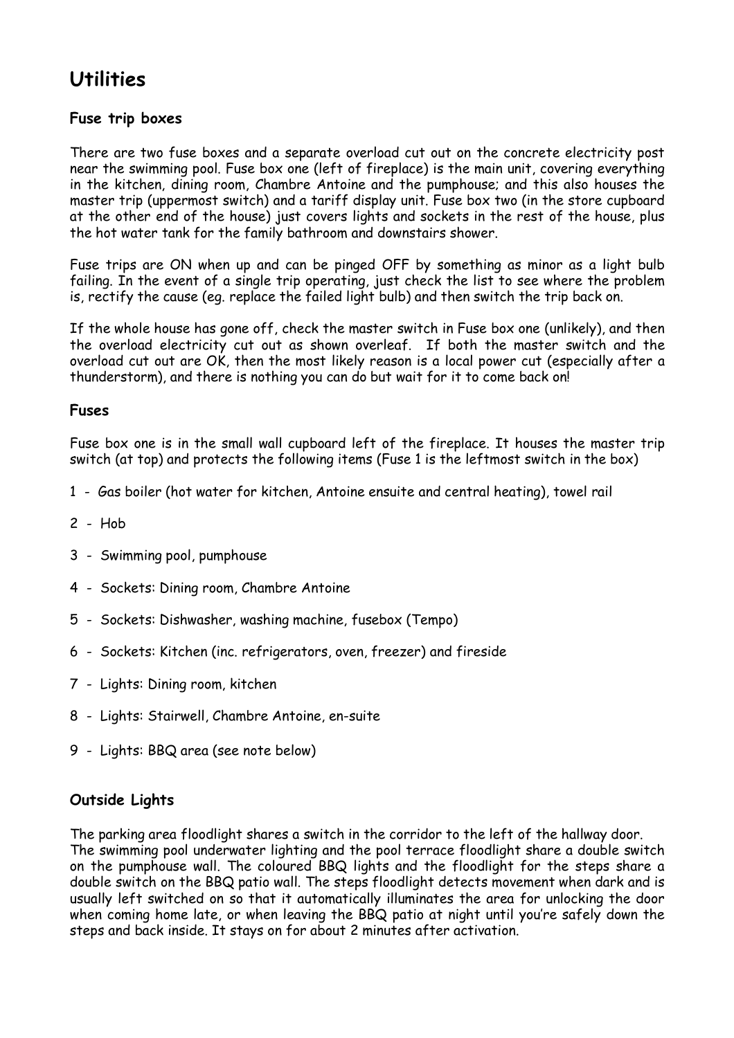# Utilities

### Fuse trip boxes

There are two fuse boxes and a separate overload cut out on the concrete electricity post near the swimming pool. Fuse box one (left of fireplace) is the main unit, covering everything in the kitchen, dining room, Chambre Antoine and the pumphouse; and this also houses the master trip (uppermost switch) and a tariff display unit. Fuse box two (in the store cupboard at the other end of the house) just covers lights and sockets in the rest of the house, plus the hot water tank for the family bathroom and downstairs shower.

Fuse trips are ON when up and can be pinged OFF by something as minor as a light bulb failing. In the event of a single trip operating, just check the list to see where the problem is, rectify the cause (eg. replace the failed light bulb) and then switch the trip back on.

If the whole house has gone off, check the master switch in Fuse box one (unlikely), and then the overload electricity cut out as shown overleaf. If both the master switch and the overload cut out are OK, then the most likely reason is a local power cut (especially after a thunderstorm), and there is nothing you can do but wait for it to come back on!

### Fuses

Fuse box one is in the small wall cupboard left of the fireplace. It houses the master trip switch (at top) and protects the following items (Fuse 1 is the leftmost switch in the box)

1 - Gas boiler (hot water for kitchen, Antoine ensuite and central heating), towel rail

2 - Hob

3 - Swimming pool, pumphouse

4 - Sockets: Dining room, Chambre Antoine

5 - Sockets: Dishwasher, washing machine, fusebox (Tempo)

6 - Sockets: Kitchen (inc. refrigerators, oven, freezer) and fireside

7 - Lights: Dining room, kitchen

8 - Lights: Stairwell, Chambre Antoine, en-suite

9 - Lights: BBQ area (see note below)

### Outside Lights

The parking area floodlight shares a switch in the corridor to the left of the hallway door. The swimming pool underwater lighting and the pool terrace floodlight share a double switch on the pumphouse wall. The coloured BBQ lights and the floodlight for the steps share a double switch on the BBQ patio wall. The steps floodlight detects movement when dark and is usually left switched on so that it automatically illuminates the area for unlocking the door when coming home late, or when leaving the BBQ patio at night until you're safely down the steps and back inside. It stays on for about 2 minutes after activation.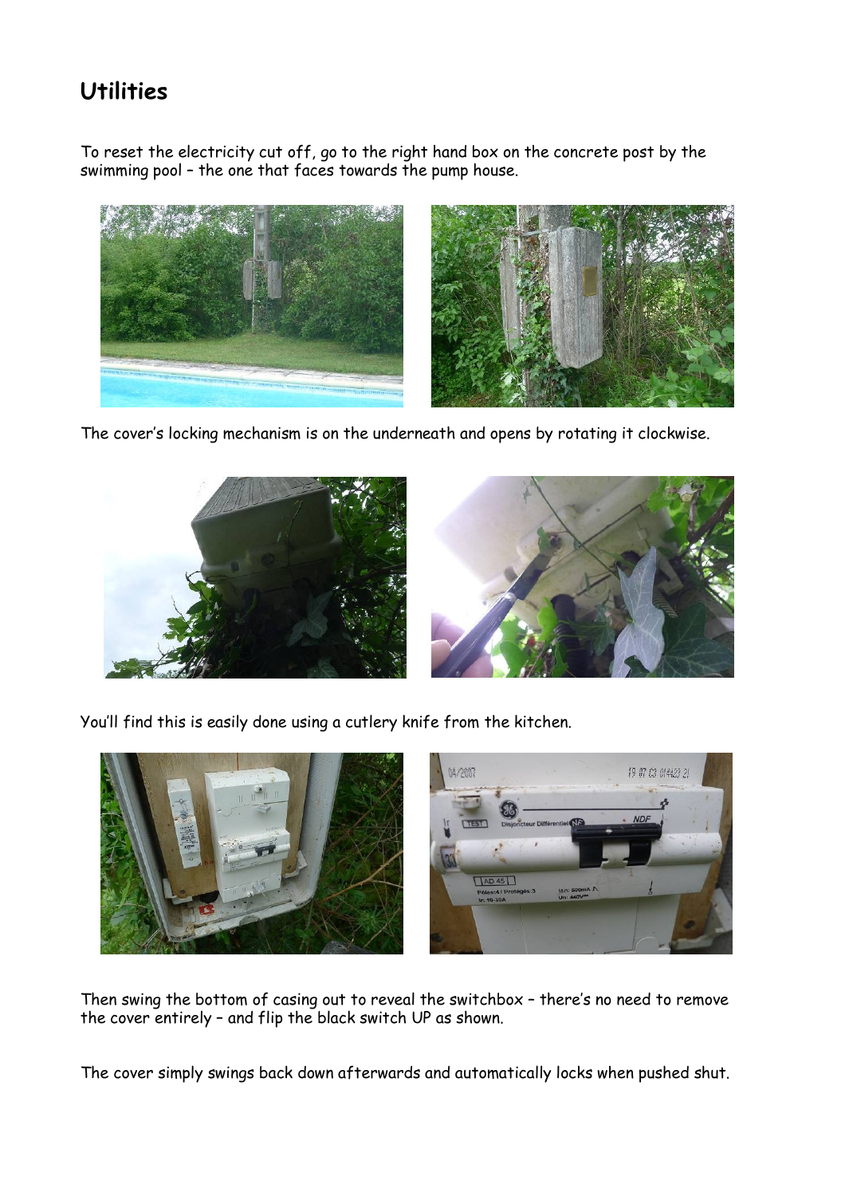## Utilities

To reset the electricity cut off, go to the right hand box on the concrete post by the swimming pool – the one that faces towards the pump house.

The cover's locking mechanism is on the underneath and opens by rotating it clockwise.

You'll find this is easily done using a cutlery knife from the kitchen.

Then swing the bottom of casing out to reveal the switchbox – there's no need to remove the cover entirely – and flip the black switch UP as shown.

The cover simply swings back down afterwards and automatically locks when pushed shut.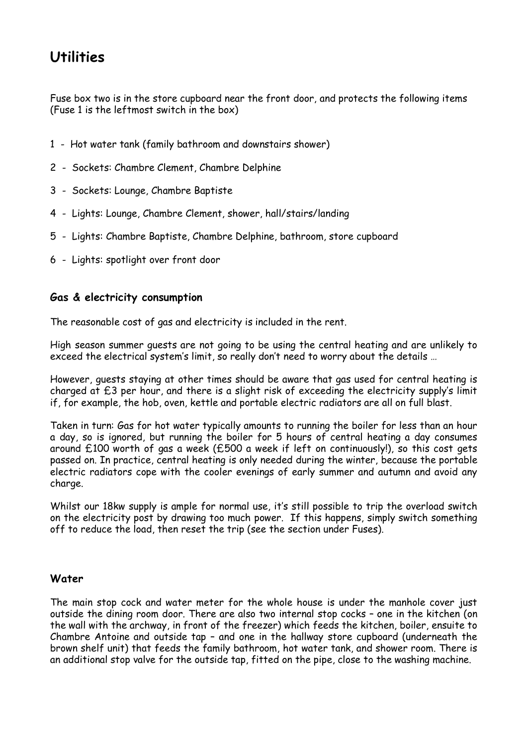# Utilities

Fuse box two is in the store cupboard near the front door, and protects the following items (Fuse 1 is the leftmost switch in the box)

1 - Hot water tank (family bathroom and downstairs shower)

2 - Sockets: Chambre Clement, Chambre Delphine

3 - Sockets: Lounge, Chambre Baptiste

4 - Lights: Lounge, Chambre Clement, shower, hall/stairs/landing

5 - Lights: Chambre Baptiste, Chambre Delphine, bathroom, store cupboard

6 - Lights: spotlight over front door

### Gas & electricity consumption

The reasonable cost of gas and electricity is included in the rent.

High season summer guests are not going to be using the central heating and are unlikely to exceed the electrical system's limit, so really don't need to worry about the details …

However, guests staying at other times should be aware that gas used for central heating is charged at £3 per hour, and there is a slight risk of exceeding the electricity supply's limit if, for example, the hob, oven, kettle and portable electric radiators are all on full blast.

Taken in turn: Gas for hot water typically amounts to running the boiler for less than an hour a day, so is ignored, but running the boiler for 5 hours of central heating a day consumes around £100 worth of gas a week (£500 a week if left on continuously!), so this cost gets passed on. In practice, central heating is only needed during the winter, because the portable electric radiators cope with the cooler evenings of early summer and autumn and avoid any charge.

Whilst our 18kw supply is ample for normal use, it's still possible to trip the overload switch on the electricity post by drawing too much power. If this happens, simply switch something off to reduce the load, then reset the trip (see the section under Fuses).

### Water

The main stop cock and water meter for the whole house is under the manhole cover just outside the dining room door. There are also two internal stop cocks – one in the kitchen (on the wall with the archway, in front of the freezer) which feeds the kitchen, boiler, ensuite to Chambre Antoine and outside tap – and one in the hallway store cupboard (underneath the brown shelf unit) that feeds the family bathroom, hot water tank, and shower room. There is an additional stop valve for the outside tap, fitted on the pipe, close to the washing machine.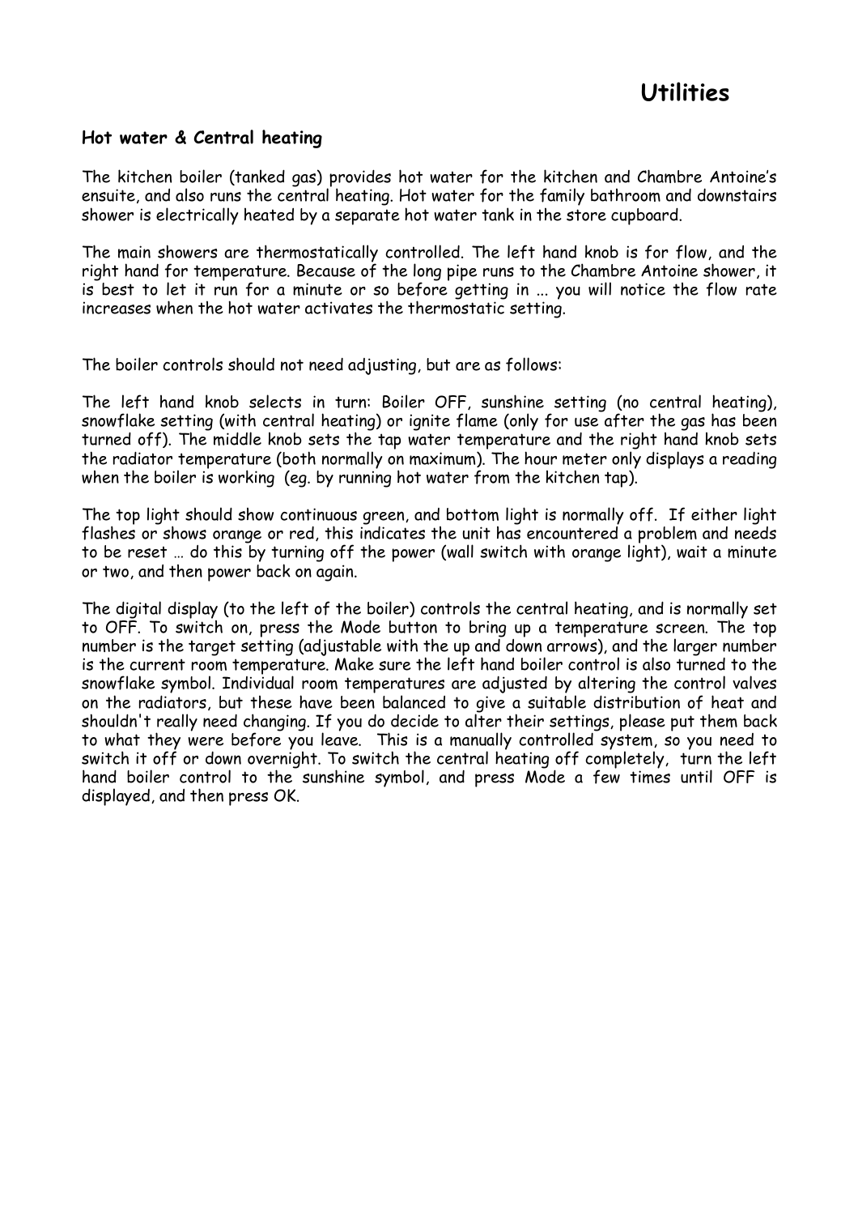# Utilities

### Hot water & Central heating

The kitchen boiler (tanked gas) provides hot water for the kitchen and Chambre Antoine's ensuite, and also runs the central heating. Hot water for the family bathroom and downstairs shower is electrically heated by a separate hot water tank in the store cupboard.

The main showers are thermostatically controlled. The left hand knob is for flow, and the right hand for temperature. Because of the long pipe runs to the Chambre Antoine shower, it is best to let it run for a minute or so before getting in ... you will notice the flow rate increases when the hot water activates the thermostatic setting.

The boiler controls should not need adjusting, but are as follows:

The left hand knob selects in turn: Boiler OFF, sunshine setting (no central heating), snowflake setting (with central heating) or ignite flame (only for use after the gas has been turned off). The middle knob sets the tap water temperature and the right hand knob sets the radiator temperature (both normally on maximum). The hour meter only displays a reading when the boiler is working (eg. by running hot water from the kitchen tap).

The top light should show continuous green, and bottom light is normally off. If either light flashes or shows orange or red, this indicates the unit has encountered a problem and needs to be reset … do this by turning off the power (wall switch with orange light), wait a minute or two, and then power back on again.

The digital display (to the left of the boiler) controls the central heating, and is normally set to OFF. To switch on, press the Mode button to bring up a temperature screen. The top number is the target setting (adjustable with the up and down arrows), and the larger number is the current room temperature. Make sure the left hand boiler control is also turned to the snowflake symbol. Individual room temperatures are adjusted by altering the control valves on the radiators, but these have been balanced to give a suitable distribution of heat and shouldn't really need changing. If you do decide to alter their settings, please put them back to what they were before you leave. This is a manually controlled system, so you need to switch it off or down overnight. To switch the central heating off completely, turn the left hand boiler control to the sunshine symbol, and press Mode a few times until OFF is displayed, and then press OK.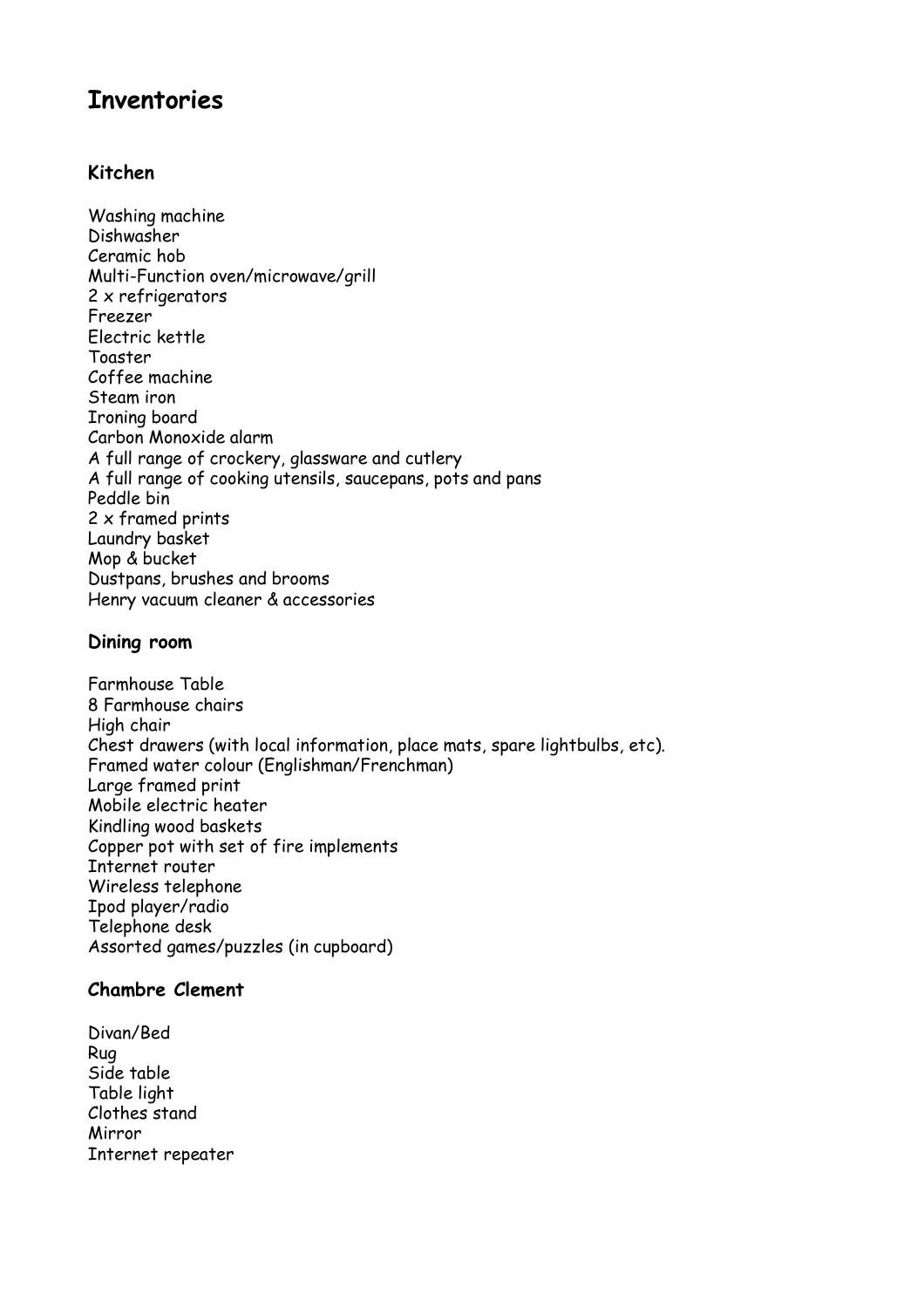# Inventories

### Kitchen

Washing machine
Dishwasher
Ceramic hob
Multi-Function oven/microwave/grill
2 x refrigerators
Freezer
Electric kettle
Toaster
Coffee machine
Steam iron
Ironing board
Carbon Monoxide alarm
A full range of crockery, glassware and cutlery
A full range of cooking utensils, saucepans, pots and pans
Peddle bin
2 x framed prints
Laundry basket
Mop & bucket
Dustpans, brushes and brooms
Henry vacuum cleaner & accessories

### Dining room

Farmhouse Table
8 Farmhouse chairs
High chair
Chest drawers (with local information, place mats, spare lightbulbs, etc).
Framed water colour (Englishman/Frenchman)
Large framed print
Mobile electric heater
Kindling wood baskets
Copper pot with set of fire implements
Internet router
Wireless telephone
Ipod player/radio
Telephone desk
Assorted games/puzzles (in cupboard)

### Chambre Clement

Divan/Bed
Rug
Side table
Table light
Clothes stand
Mirror
Internet repeater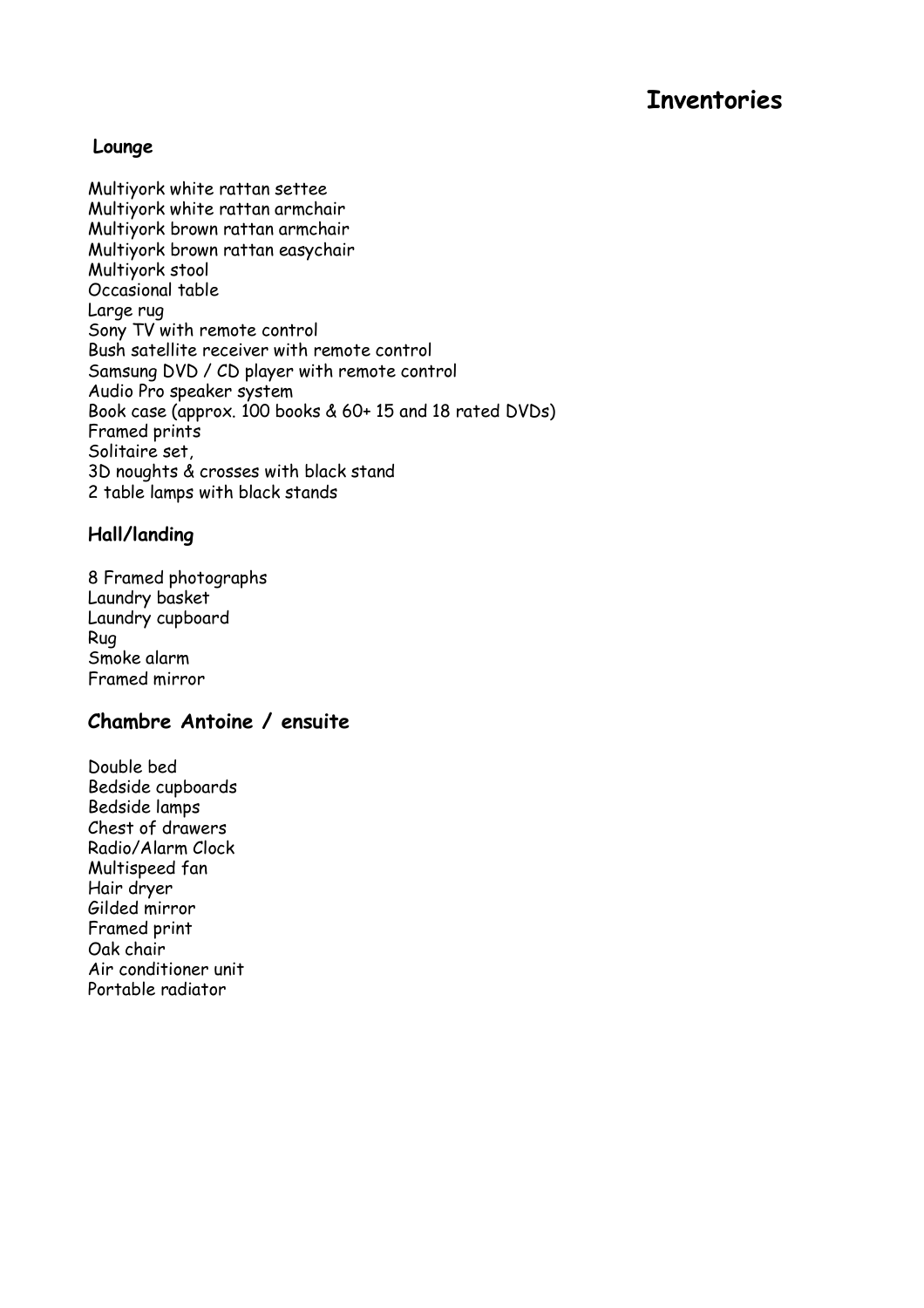# Inventories

### Lounge

Multiyork white rattan settee
Multiyork white rattan armchair
Multiyork brown rattan armchair
Multiyork brown rattan easychair
Multiyork stool
Occasional table
Large rug
Sony TV with remote control
Bush satellite receiver with remote control
Samsung DVD / CD player with remote control
Audio Pro speaker system
Book case (approx. 100 books & 60+ 15 and 18 rated DVDs)
Framed prints
Solitaire set,
3D noughts & crosses with black stand
2 table lamps with black stands

### Hall/landing

8 Framed photographs
Laundry basket
Laundry cupboard
Rug
Smoke alarm
Framed mirror

## Chambre Antoine / ensuite

Double bed
Bedside cupboards
Bedside lamps
Chest of drawers
Radio/Alarm Clock
Multispeed fan
Hair dryer
Gilded mirror
Framed print
Oak chair
Air conditioner unit
Portable radiator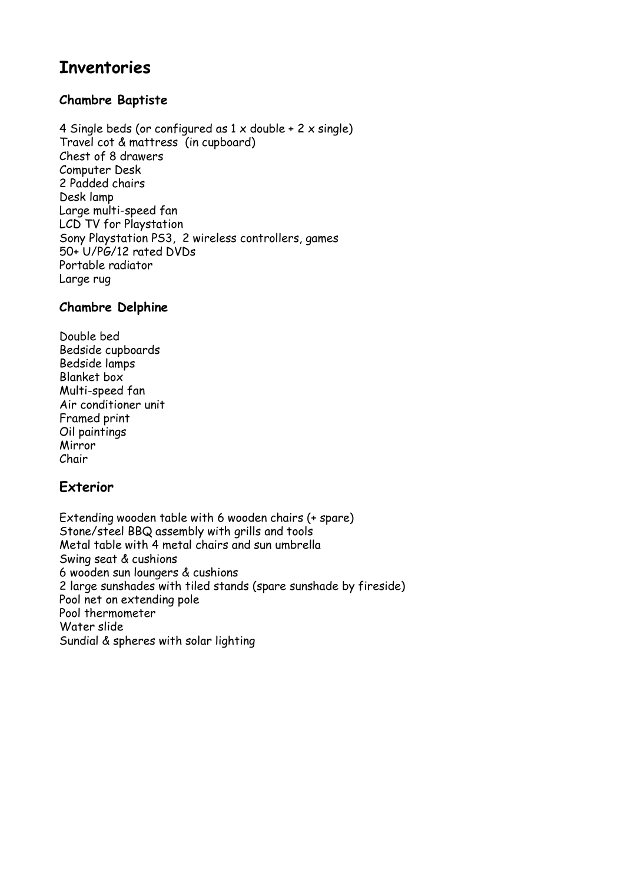# Inventories

### Chambre Baptiste

4 Single beds (or configured as 1 x double + 2 x single)
Travel cot & mattress (in cupboard)
Chest of 8 drawers
Computer Desk
2 Padded chairs
Desk lamp
Large multi-speed fan
LCD TV for Playstation
Sony Playstation PS3, 2 wireless controllers, games
50+ U/PG/12 rated DVDs
Portable radiator
Large rug

### Chambre Delphine

Double bed
Bedside cupboards
Bedside lamps
Blanket box
Multi-speed fan
Air conditioner unit
Framed print
Oil paintings
Mirror
Chair

## Exterior

Extending wooden table with 6 wooden chairs (+ spare)
Stone/steel BBQ assembly with grills and tools
Metal table with 4 metal chairs and sun umbrella
Swing seat & cushions
6 wooden sun loungers & cushions
2 large sunshades with tiled stands (spare sunshade by fireside)
Pool net on extending pole
Pool thermometer
Water slide
Sundial & spheres with solar lighting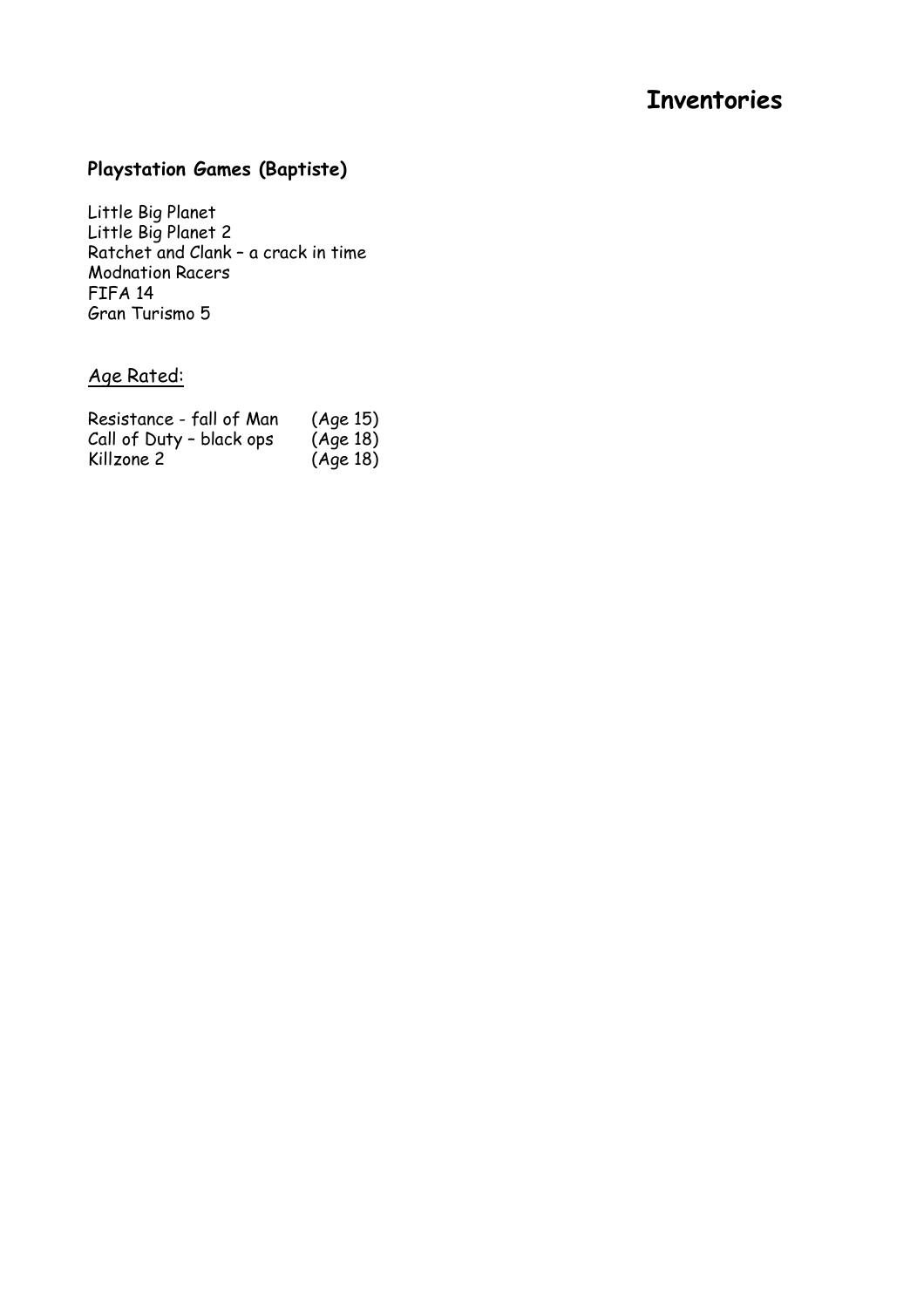# Inventories

## Playstation Games (Baptiste)

Little Big Planet
Little Big Planet 2
Ratchet and Clank – a crack in time
Modnation Racers
FIFA 14
Gran Turismo 5

Age Rated:

| | |
|---|---|
| Resistance - fall of Man | (Age 15) |
| Call of Duty – black ops | (Age 18) |
| Killzone 2 | (Age 18) |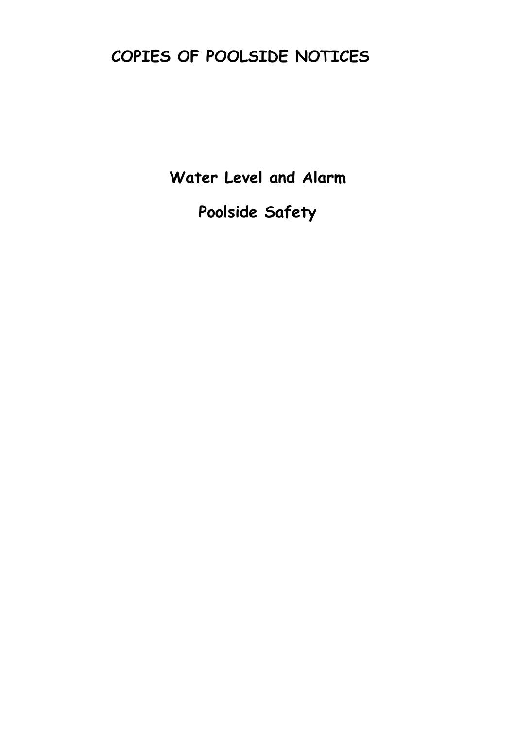# COPIES OF POOLSIDE NOTICES

**Water Level and Alarm**

**Poolside Safety**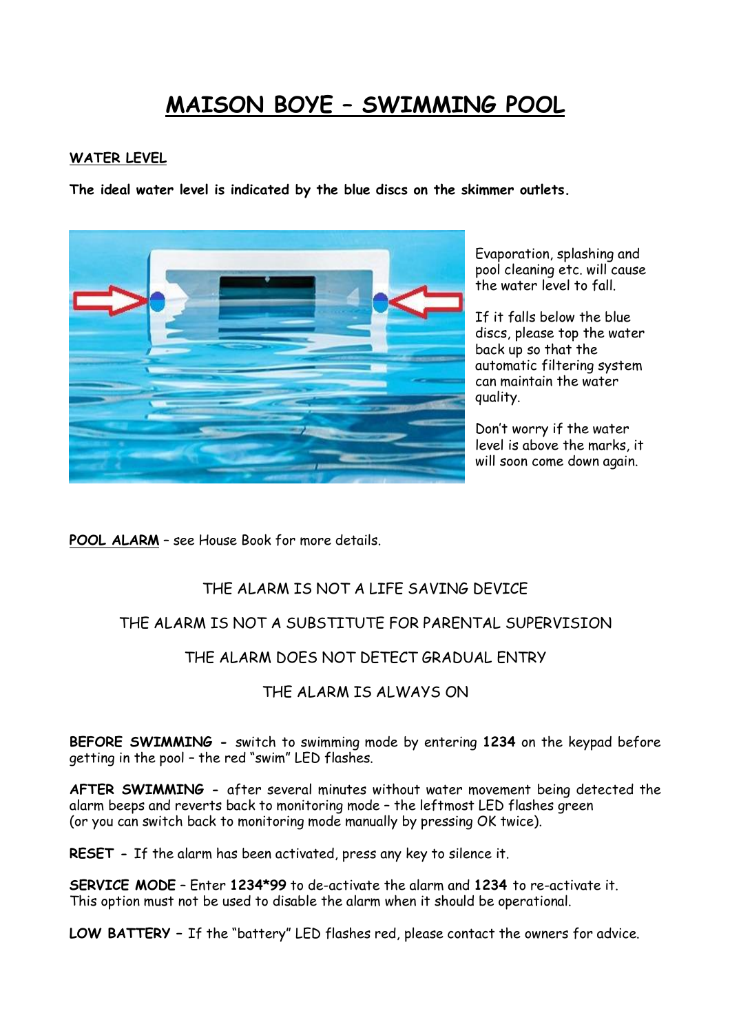# MAISON BOYE – SWIMMING POOL

**WATER LEVEL**

**The ideal water level is indicated by the blue discs on the skimmer outlets.**

Evaporation, splashing and pool cleaning etc. will cause the water level to fall.

If it falls below the blue discs, please top the water back up so that the automatic filtering system can maintain the water quality.

Don't worry if the water level is above the marks, it will soon come down again.

**POOL ALARM** – see House Book for more details.

THE ALARM IS NOT A LIFE SAVING DEVICE

THE ALARM IS NOT A SUBSTITUTE FOR PARENTAL SUPERVISION

THE ALARM DOES NOT DETECT GRADUAL ENTRY

THE ALARM IS ALWAYS ON

**BEFORE SWIMMING -** switch to swimming mode by entering **1234** on the keypad before getting in the pool – the red "swim" LED flashes.

**AFTER SWIMMING -** after several minutes without water movement being detected the alarm beeps and reverts back to monitoring mode – the leftmost LED flashes green (or you can switch back to monitoring mode manually by pressing OK twice).

**RESET -** If the alarm has been activated, press any key to silence it.

**SERVICE MODE** – Enter **1234*99** to de-activate the alarm and **1234** to re-activate it. This option must not be used to disable the alarm when it should be operational.

**LOW BATTERY** – If the "battery" LED flashes red, please contact the owners for advice.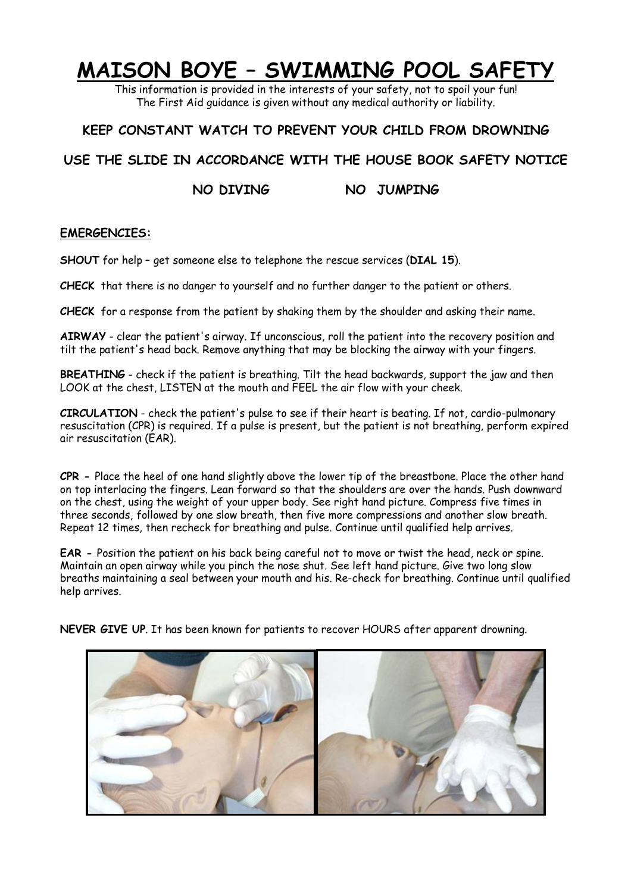# MAISON BOYE – SWIMMING POOL SAFETY

This information is provided in the interests of your safety, not to spoil your fun!
The First Aid guidance is given without any medical authority or liability.

**KEEP CONSTANT WATCH TO PREVENT YOUR CHILD FROM DROWNING**

**USE THE SLIDE IN ACCORDANCE WITH THE HOUSE BOOK SAFETY NOTICE**

**NO DIVING          NO JUMPING**

## EMERGENCIES:

**SHOUT** for help – get someone else to telephone the rescue services (**DIAL 15**).

**CHECK** that there is no danger to yourself and no further danger to the patient or others.

**CHECK** for a response from the patient by shaking them by the shoulder and asking their name.

**AIRWAY** - clear the patient's airway. If unconscious, roll the patient into the recovery position and tilt the patient's head back. Remove anything that may be blocking the airway with your fingers.

**BREATHING** - check if the patient is breathing. Tilt the head backwards, support the jaw and then LOOK at the chest, LISTEN at the mouth and FEEL the air flow with your cheek.

**CIRCULATION** - check the patient's pulse to see if their heart is beating. If not, cardio-pulmonary resuscitation (CPR) is required. If a pulse is present, but the patient is not breathing, perform expired air resuscitation (EAR).

**CPR -** Place the heel of one hand slightly above the lower tip of the breastbone. Place the other hand on top interlacing the fingers. Lean forward so that the shoulders are over the hands. Push downward on the chest, using the weight of your upper body. See right hand picture. Compress five times in three seconds, followed by one slow breath, then five more compressions and another slow breath. Repeat 12 times, then recheck for breathing and pulse. Continue until qualified help arrives.

**EAR -** Position the patient on his back being careful not to move or twist the head, neck or spine. Maintain an open airway while you pinch the nose shut. See left hand picture. Give two long slow breaths maintaining a seal between your mouth and his. Re-check for breathing. Continue until qualified help arrives.

**NEVER GIVE UP**. It has been known for patients to recover HOURS after apparent drowning.